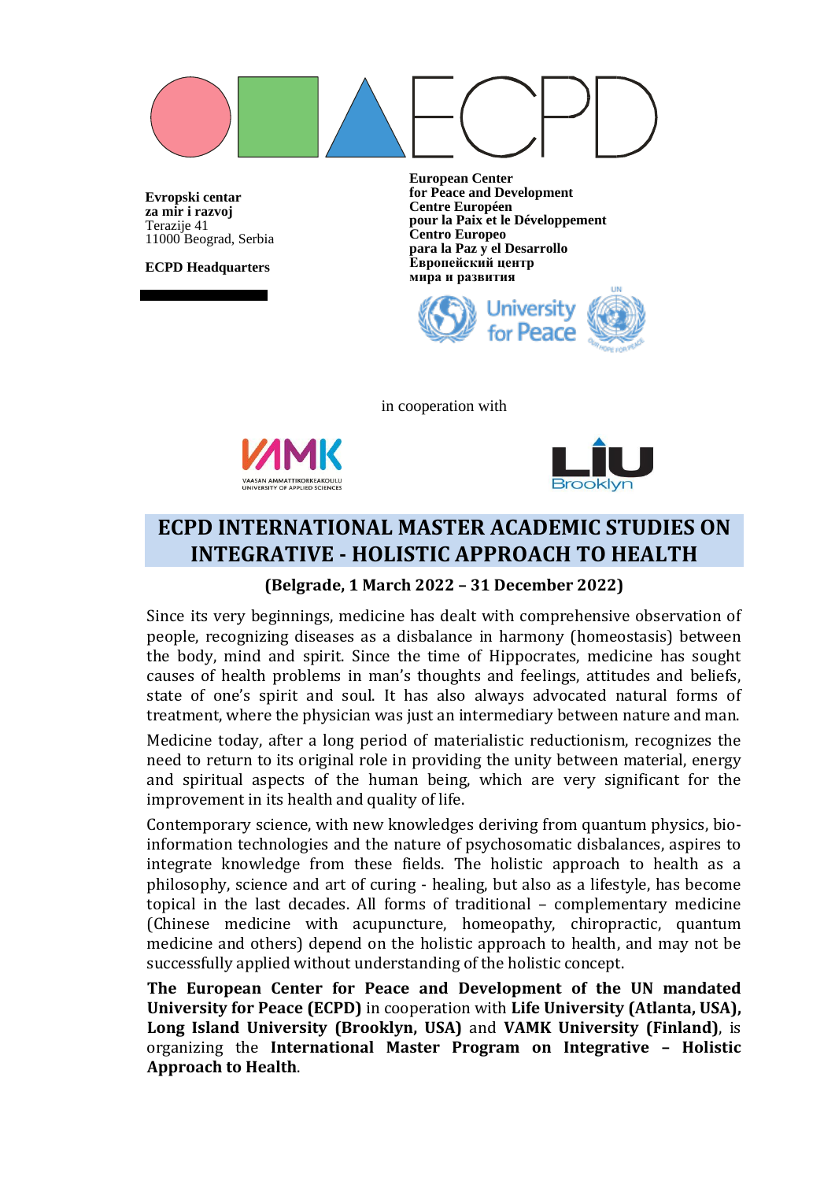ECPD

**Evropski centar**
**za mir i razvoj**
Terazije 41
11000 Beograd, Serbia

**ECPD Headquarters**

**European Center**
**for Peace and Development**
**Centre Européen**
**pour la Paix et le Développement**
**Centro Europeo**
**para la Paz y el Desarrollo**
**Европейский центр**
**мира и развития**

University for Peace

in cooperation with

VAMK
VAASAN AMMATTIKORKEAKOULU
UNIVERSITY OF APPLIED SCIENCES

LIU Brooklyn

# ECPD INTERNATIONAL MASTER ACADEMIC STUDIES ON INTEGRATIVE - HOLISTIC APPROACH TO HEALTH

**(Belgrade, 1 March 2022 – 31 December 2022)**

Since its very beginnings, medicine has dealt with comprehensive observation of people, recognizing diseases as a disbalance in harmony (homeostasis) between the body, mind and spirit. Since the time of Hippocrates, medicine has sought causes of health problems in man's thoughts and feelings, attitudes and beliefs, state of one's spirit and soul. It has also always advocated natural forms of treatment, where the physician was just an intermediary between nature and man.

Medicine today, after a long period of materialistic reductionism, recognizes the need to return to its original role in providing the unity between material, energy and spiritual aspects of the human being, which are very significant for the improvement in its health and quality of life.

Contemporary science, with new knowledges deriving from quantum physics, bio-information technologies and the nature of psychosomatic disbalances, aspires to integrate knowledge from these fields. The holistic approach to health as a philosophy, science and art of curing - healing, but also as a lifestyle, has become topical in the last decades. All forms of traditional – complementary medicine (Chinese medicine with acupuncture, homeopathy, chiropractic, quantum medicine and others) depend on the holistic approach to health, and may not be successfully applied without understanding of the holistic concept.

**The European Center for Peace and Development of the UN mandated University for Peace (ECPD)** in cooperation with **Life University (Atlanta, USA), Long Island University (Brooklyn, USA)** and **VAMK University (Finland)**, is organizing the **International Master Program on Integrative – Holistic Approach to Health**.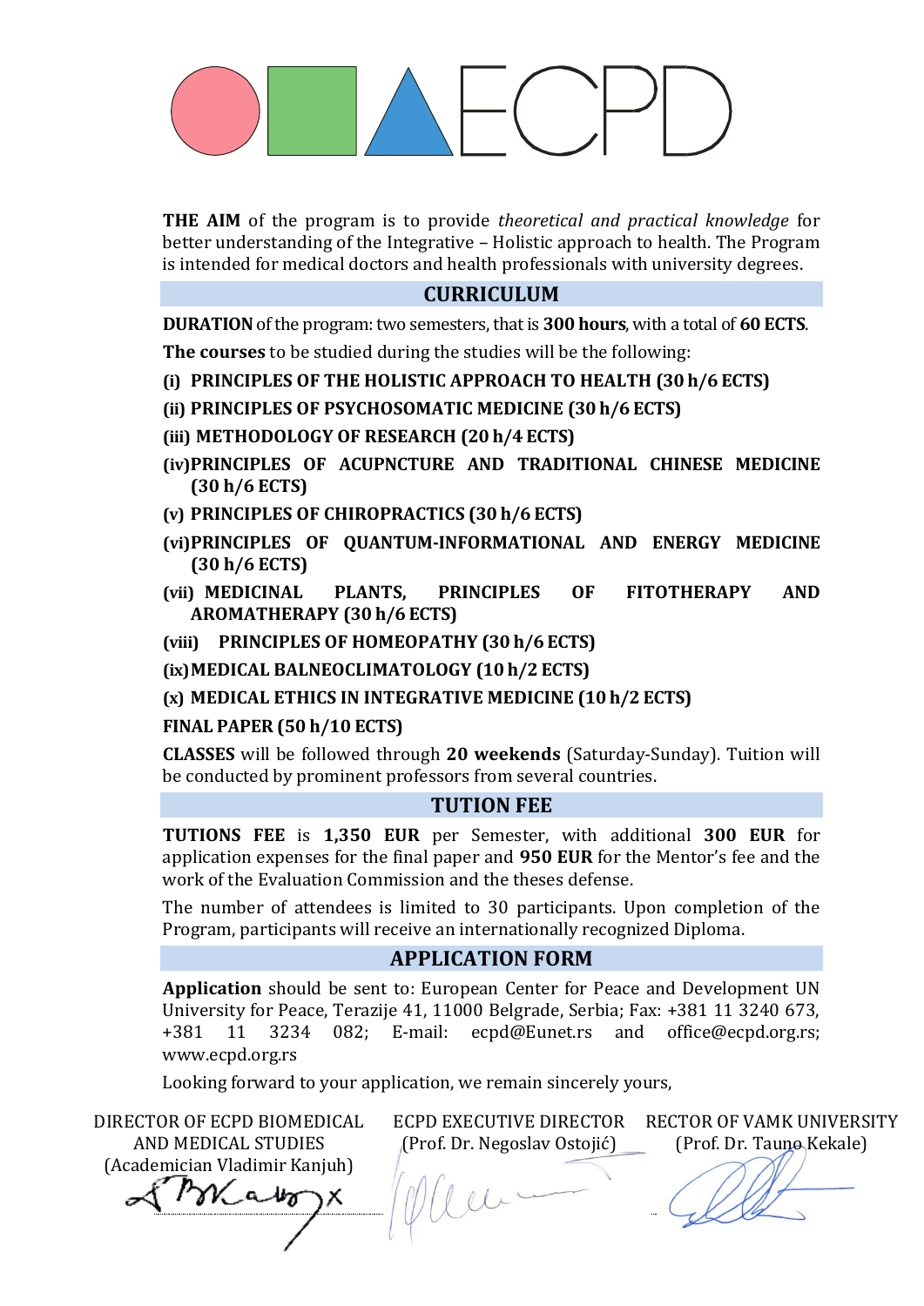# ECPD

**THE AIM** of the program is to provide *theoretical and practical knowledge* for better understanding of the Integrative – Holistic approach to health. The Program is intended for medical doctors and health professionals with university degrees.

## CURRICULUM

**DURATION** of the program: two semesters, that is **300 hours**, with a total of **60 ECTS**.

**The courses** to be studied during the studies will be the following:

**(i) PRINCIPLES OF THE HOLISTIC APPROACH TO HEALTH (30 h/6 ECTS)**

**(ii) PRINCIPLES OF PSYCHOSOMATIC MEDICINE (30 h/6 ECTS)**

**(iii) METHODOLOGY OF RESEARCH (20 h/4 ECTS)**

**(iv) PRINCIPLES OF ACUPNCTURE AND TRADITIONAL CHINESE MEDICINE (30 h/6 ECTS)**

**(v) PRINCIPLES OF CHIROPRACTICS (30 h/6 ECTS)**

**(vi) PRINCIPLES OF QUANTUM-INFORMATIONAL AND ENERGY MEDICINE (30 h/6 ECTS)**

**(vii) MEDICINAL PLANTS, PRINCIPLES OF FITOTHERAPY AND AROMATHERAPY (30 h/6 ECTS)**

**(viii) PRINCIPLES OF HOMEOPATHY (30 h/6 ECTS)**

**(ix) MEDICAL BALNEOCLIMATOLOGY (10 h/2 ECTS)**

**(x) MEDICAL ETHICS IN INTEGRATIVE MEDICINE (10 h/2 ECTS)**

**FINAL PAPER (50 h/10 ECTS)**

**CLASSES** will be followed through **20 weekends** (Saturday-Sunday). Tuition will be conducted by prominent professors from several countries.

## TUTION FEE

**TUTIONS FEE** is **1,350 EUR** per Semester, with additional **300 EUR** for application expenses for the final paper and **950 EUR** for the Mentor's fee and the work of the Evaluation Commission and the theses defense.

The number of attendees is limited to 30 participants. Upon completion of the Program, participants will receive an internationally recognized Diploma.

## APPLICATION FORM

**Application** should be sent to: European Center for Peace and Development UN University for Peace, Terazije 41, 11000 Belgrade, Serbia; Fax: +381 11 3240 673, +381 11 3234 082; E-mail: ecpd@Eunet.rs and office@ecpd.org.rs; www.ecpd.org.rs

Looking forward to your application, we remain sincerely yours,

| DIRECTOR OF ECPD BIOMEDICAL AND MEDICAL STUDIES | ECPD EXECUTIVE DIRECTOR | RECTOR OF VAMK UNIVERSITY |
|---|---|---|
| (Academician Vladimir Kanjuh) | (Prof. Dr. Negoslav Ostojić) | (Prof. Dr. Tauno Kekale) |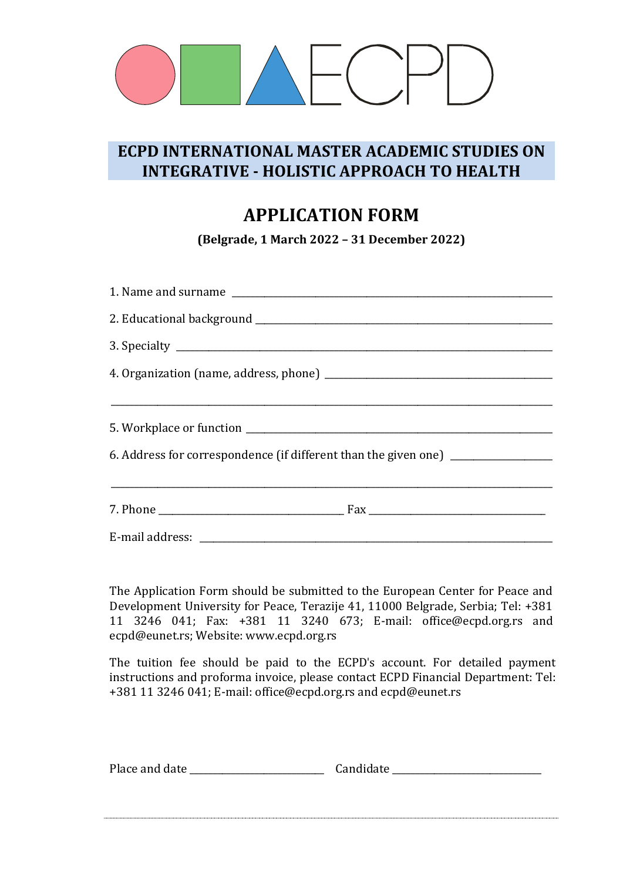# ECPD INTERNATIONAL MASTER ACADEMIC STUDIES ON INTEGRATIVE - HOLISTIC APPROACH TO HEALTH

## APPLICATION FORM

**(Belgrade, 1 March 2022 – 31 December 2022)**

1. Name and surname ______________________________________________

2. Educational background __________________________________________

3. Specialty ______________________________________________________

4. Organization (name, address, phone) ______________________________

_________________________________________________________________

5. Workplace or function ___________________________________________

6. Address for correspondence (if different than the given one) ______________

_________________________________________________________________

7. Phone ____________________________ Fax ___________________________

E-mail address: ___________________________________________________

The Application Form should be submitted to the European Center for Peace and Development University for Peace, Terazije 41, 11000 Belgrade, Serbia; Tel: +381 11 3246 041; Fax: +381 11 3240 673; E-mail: office@ecpd.org.rs and ecpd@eunet.rs; Website: www.ecpd.org.rs

The tuition fee should be paid to the ECPD's account. For detailed payment instructions and proforma invoice, please contact ECPD Financial Department: Tel: +381 11 3246 041; E-mail: office@ecpd.org.rs and ecpd@eunet.rs

Place and date ________________________ Candidate __________________________